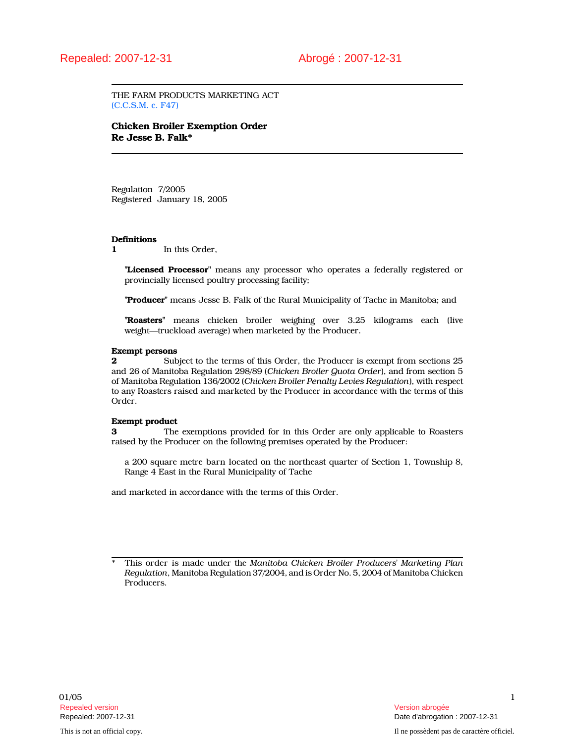Repealed: 2007-12-31 Abrogé : 2007-12-31

THE FARM PRODUCTS MARKETING ACT
(C.C.S.M. c. F47)

# Chicken Broiler Exemption Order Re Jesse B. Falk*

Regulation 7/2005
Registered January 18, 2005

**Definitions**

**1** In this Order,

"**Licensed Processor**" means any processor who operates a federally registered or provincially licensed poultry processing facility;

"**Producer**" means Jesse B. Falk of the Rural Municipality of Tache in Manitoba; and

"**Roasters**" means chicken broiler weighing over 3.25 kilograms each (live weight—truckload average) when marketed by the Producer.

**Exempt persons**

**2** Subject to the terms of this Order, the Producer is exempt from sections 25 and 26 of Manitoba Regulation 298/89 (*Chicken Broiler Quota Order*), and from section 5 of Manitoba Regulation 136/2002 (*Chicken Broiler Penalty Levies Regulation*), with respect to any Roasters raised and marketed by the Producer in accordance with the terms of this Order.

**Exempt product**

**3** The exemptions provided for in this Order are only applicable to Roasters raised by the Producer on the following premises operated by the Producer:

a 200 square metre barn located on the northeast quarter of Section 1, Township 8, Range 4 East in the Rural Municipality of Tache

and marketed in accordance with the terms of this Order.

\* This order is made under the *Manitoba Chicken Broiler Producers' Marketing Plan Regulation*, Manitoba Regulation 37/2004, and is Order No. 5, 2004 of Manitoba Chicken Producers.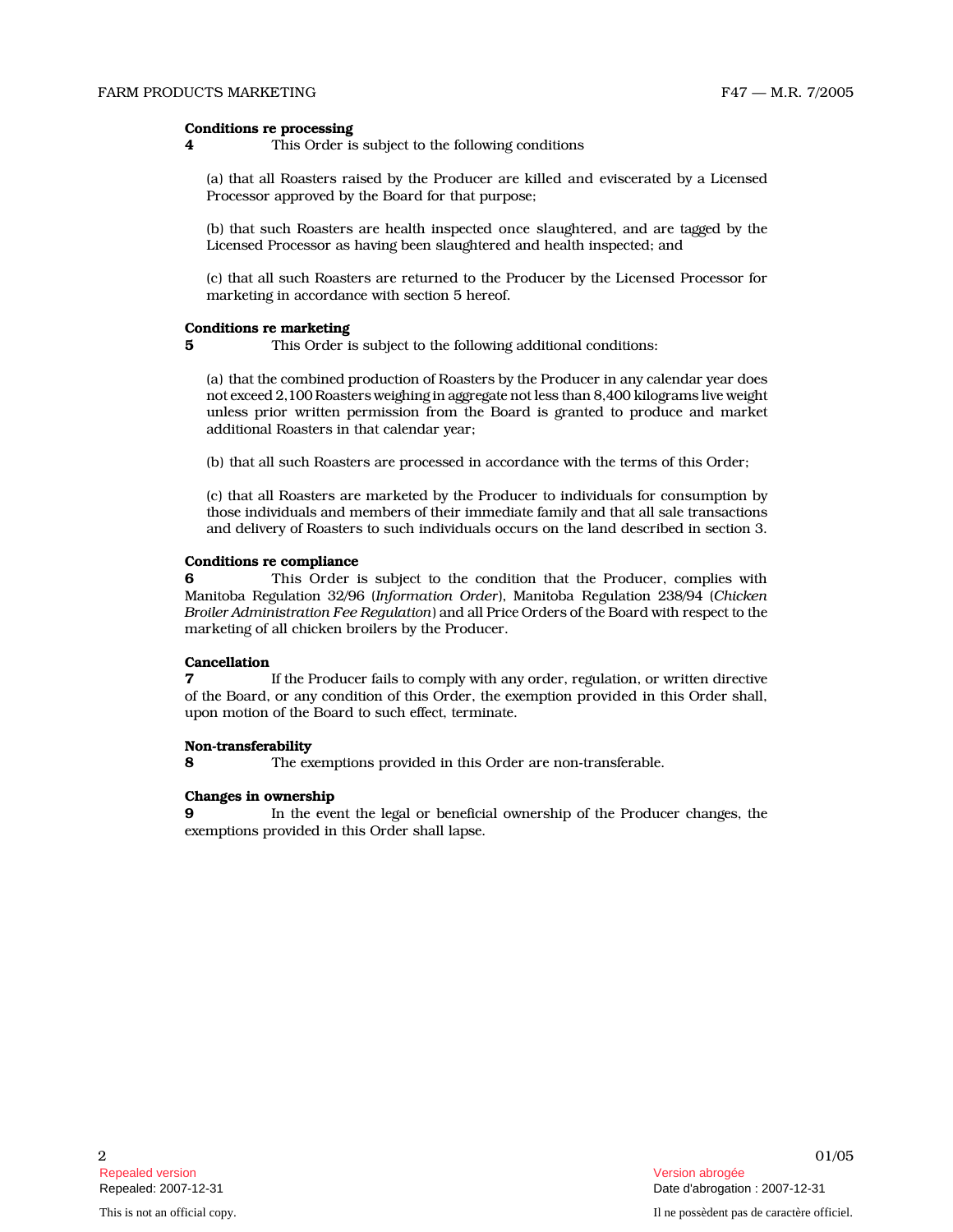**Conditions re processing**

**4** This Order is subject to the following conditions

(a) that all Roasters raised by the Producer are killed and eviscerated by a Licensed Processor approved by the Board for that purpose;

(b) that such Roasters are health inspected once slaughtered, and are tagged by the Licensed Processor as having been slaughtered and health inspected; and

(c) that all such Roasters are returned to the Producer by the Licensed Processor for marketing in accordance with section 5 hereof.

**Conditions re marketing**

**5** This Order is subject to the following additional conditions:

(a) that the combined production of Roasters by the Producer in any calendar year does not exceed 2,100 Roasters weighing in aggregate not less than 8,400 kilograms live weight unless prior written permission from the Board is granted to produce and market additional Roasters in that calendar year;

(b) that all such Roasters are processed in accordance with the terms of this Order;

(c) that all Roasters are marketed by the Producer to individuals for consumption by those individuals and members of their immediate family and that all sale transactions and delivery of Roasters to such individuals occurs on the land described in section 3.

**Conditions re compliance**

**6** This Order is subject to the condition that the Producer, complies with Manitoba Regulation 32/96 (*Information Order*), Manitoba Regulation 238/94 (*Chicken Broiler Administration Fee Regulation*) and all Price Orders of the Board with respect to the marketing of all chicken broilers by the Producer.

**Cancellation**

**7** If the Producer fails to comply with any order, regulation, or written directive of the Board, or any condition of this Order, the exemption provided in this Order shall, upon motion of the Board to such effect, terminate.

**Non-transferability**

**8** The exemptions provided in this Order are non-transferable.

**Changes in ownership**

**9** In the event the legal or beneficial ownership of the Producer changes, the exemptions provided in this Order shall lapse.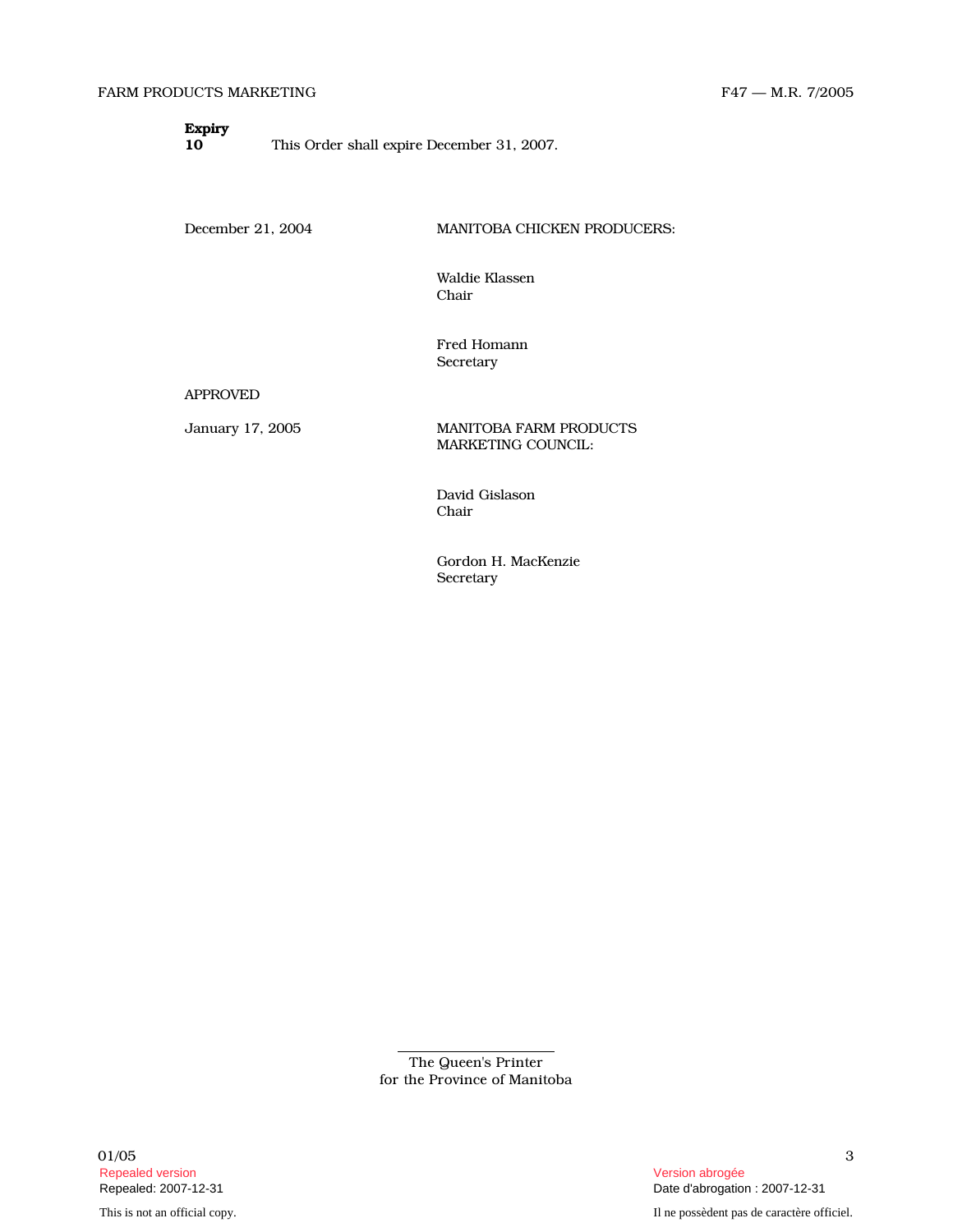**Expiry**

**10** This Order shall expire December 31, 2007.

December 21, 2004

MANITOBA CHICKEN PRODUCERS:

Waldie Klassen
Chair

Fred Homann
Secretary

APPROVED

January 17, 2005

MANITOBA FARM PRODUCTS MARKETING COUNCIL:

David Gislason
Chair

Gordon H. MacKenzie
Secretary

The Queen's Printer
for the Province of Manitoba

Repealed version
Repealed: 2007-12-31

Version abrogée
Date d'abrogation : 2007-12-31

This is not an official copy.

Il ne possèdent pas de caractère officiel.